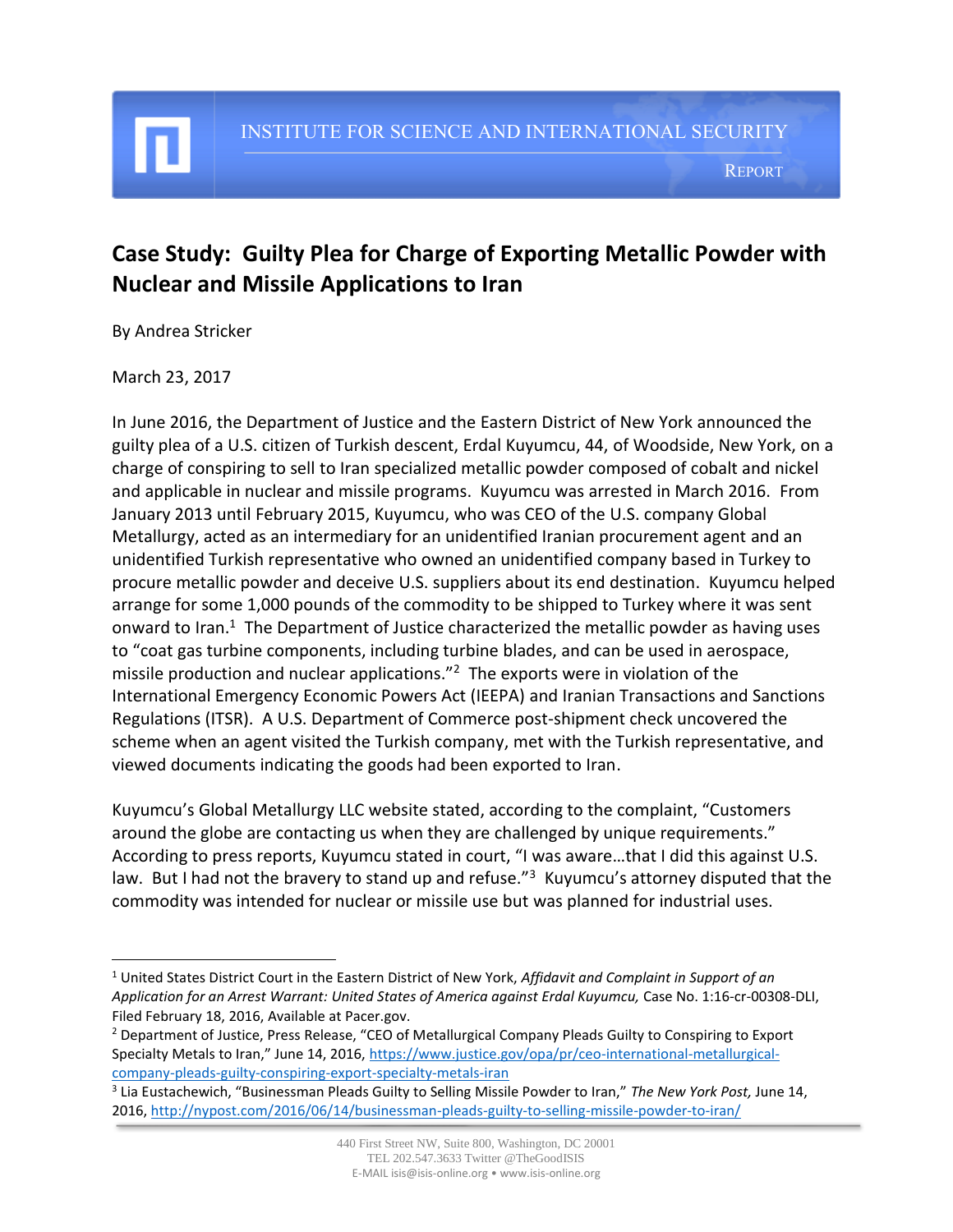INSTITUTE FOR SCIENCE AND INTERNATIONAL SECURITY

REPORT

# Case Study: Guilty Plea for Charge of Exporting Metallic Powder with Nuclear and Missile Applications to Iran

By Andrea Stricker

March 23, 2017

In June 2016, the Department of Justice and the Eastern District of New York announced the guilty plea of a U.S. citizen of Turkish descent, Erdal Kuyumcu, 44, of Woodside, New York, on a charge of conspiring to sell to Iran specialized metallic powder composed of cobalt and nickel and applicable in nuclear and missile programs. Kuyumcu was arrested in March 2016. From January 2013 until February 2015, Kuyumcu, who was CEO of the U.S. company Global Metallurgy, acted as an intermediary for an unidentified Iranian procurement agent and an unidentified Turkish representative who owned an unidentified company based in Turkey to procure metallic powder and deceive U.S. suppliers about its end destination. Kuyumcu helped arrange for some 1,000 pounds of the commodity to be shipped to Turkey where it was sent onward to Iran.[1] The Department of Justice characterized the metallic powder as having uses to "coat gas turbine components, including turbine blades, and can be used in aerospace, missile production and nuclear applications."[2] The exports were in violation of the International Emergency Economic Powers Act (IEEPA) and Iranian Transactions and Sanctions Regulations (ITSR). A U.S. Department of Commerce post-shipment check uncovered the scheme when an agent visited the Turkish company, met with the Turkish representative, and viewed documents indicating the goods had been exported to Iran.

Kuyumcu's Global Metallurgy LLC website stated, according to the complaint, "Customers around the globe are contacting us when they are challenged by unique requirements." According to press reports, Kuyumcu stated in court, "I was aware…that I did this against U.S. law. But I had not the bravery to stand up and refuse."[3] Kuyumcu's attorney disputed that the commodity was intended for nuclear or missile use but was planned for industrial uses.

---

[1] United States District Court in the Eastern District of New York, *Affidavit and Complaint in Support of an Application for an Arrest Warrant: United States of America against Erdal Kuyumcu,* Case No. 1:16-cr-00308-DLI, Filed February 18, 2016, Available at Pacer.gov.

[2] Department of Justice, Press Release, "CEO of Metallurgical Company Pleads Guilty to Conspiring to Export Specialty Metals to Iran," June 14, 2016, https://www.justice.gov/opa/pr/ceo-international-metallurgical-company-pleads-guilty-conspiring-export-specialty-metals-iran

[3] Lia Eustachewich, "Businessman Pleads Guilty to Selling Missile Powder to Iran," *The New York Post,* June 14, 2016, http://nypost.com/2016/06/14/businessman-pleads-guilty-to-selling-missile-powder-to-iran/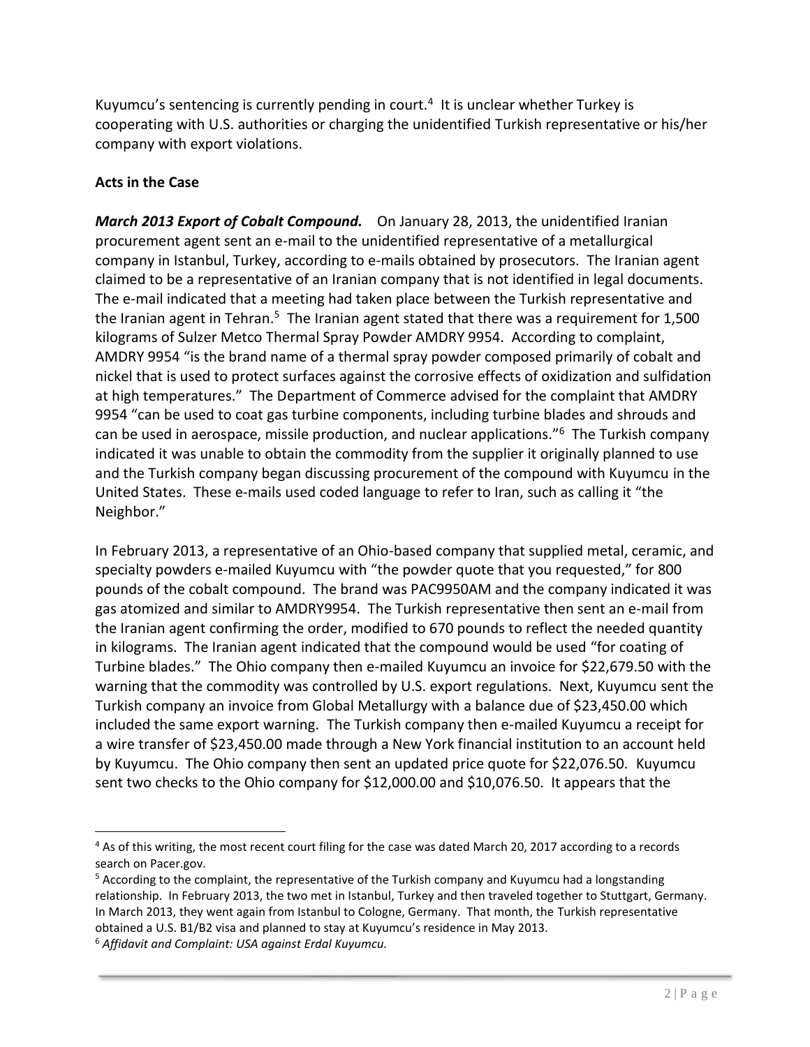Kuyumcu's sentencing is currently pending in court.[4] It is unclear whether Turkey is cooperating with U.S. authorities or charging the unidentified Turkish representative or his/her company with export violations.

**Acts in the Case**

***March 2013 Export of Cobalt Compound.*** On January 28, 2013, the unidentified Iranian procurement agent sent an e-mail to the unidentified representative of a metallurgical company in Istanbul, Turkey, according to e-mails obtained by prosecutors. The Iranian agent claimed to be a representative of an Iranian company that is not identified in legal documents. The e-mail indicated that a meeting had taken place between the Turkish representative and the Iranian agent in Tehran.[5] The Iranian agent stated that there was a requirement for 1,500 kilograms of Sulzer Metco Thermal Spray Powder AMDRY 9954. According to complaint, AMDRY 9954 "is the brand name of a thermal spray powder composed primarily of cobalt and nickel that is used to protect surfaces against the corrosive effects of oxidization and sulfidation at high temperatures." The Department of Commerce advised for the complaint that AMDRY 9954 "can be used to coat gas turbine components, including turbine blades and shrouds and can be used in aerospace, missile production, and nuclear applications."[6] The Turkish company indicated it was unable to obtain the commodity from the supplier it originally planned to use and the Turkish company began discussing procurement of the compound with Kuyumcu in the United States. These e-mails used coded language to refer to Iran, such as calling it "the Neighbor."

In February 2013, a representative of an Ohio-based company that supplied metal, ceramic, and specialty powders e-mailed Kuyumcu with "the powder quote that you requested," for 800 pounds of the cobalt compound. The brand was PAC9950AM and the company indicated it was gas atomized and similar to AMDRY9954. The Turkish representative then sent an e-mail from the Iranian agent confirming the order, modified to 670 pounds to reflect the needed quantity in kilograms. The Iranian agent indicated that the compound would be used "for coating of Turbine blades." The Ohio company then e-mailed Kuyumcu an invoice for $22,679.50 with the warning that the commodity was controlled by U.S. export regulations. Next, Kuyumcu sent the Turkish company an invoice from Global Metallurgy with a balance due of $23,450.00 which included the same export warning. The Turkish company then e-mailed Kuyumcu a receipt for a wire transfer of $23,450.00 made through a New York financial institution to an account held by Kuyumcu. The Ohio company then sent an updated price quote for $22,076.50. Kuyumcu sent two checks to the Ohio company for $12,000.00 and $10,076.50. It appears that the

---

[4] As of this writing, the most recent court filing for the case was dated March 20, 2017 according to a records search on Pacer.gov.

[5] According to the complaint, the representative of the Turkish company and Kuyumcu had a longstanding relationship. In February 2013, the two met in Istanbul, Turkey and then traveled together to Stuttgart, Germany. In March 2013, they went again from Istanbul to Cologne, Germany. That month, the Turkish representative obtained a U.S. B1/B2 visa and planned to stay at Kuyumcu's residence in May 2013.

[6] *Affidavit and Complaint: USA against Erdal Kuyumcu.*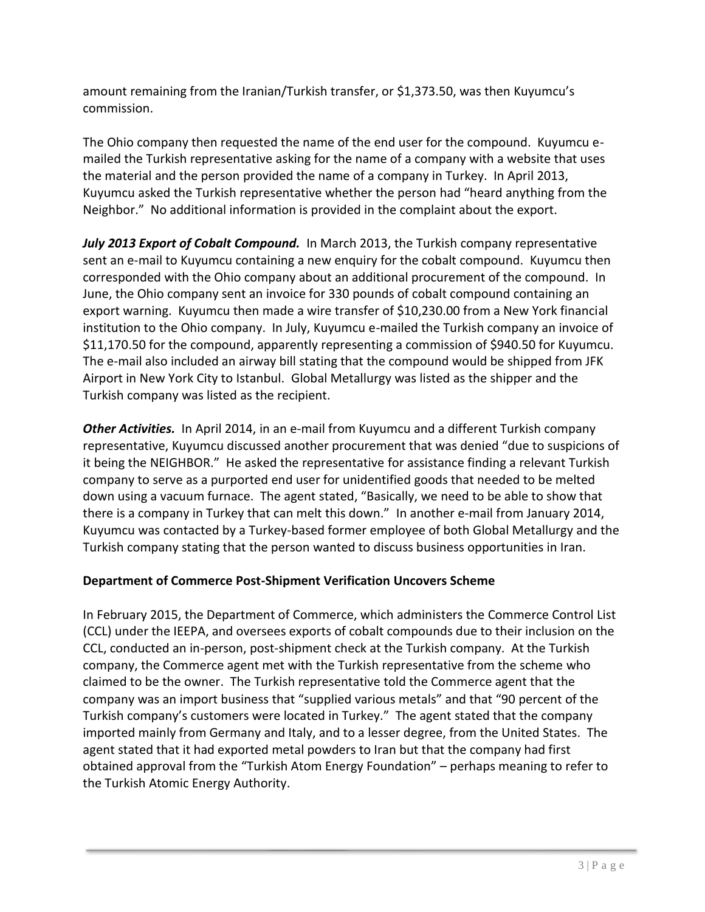amount remaining from the Iranian/Turkish transfer, or $1,373.50, was then Kuyumcu's commission.

The Ohio company then requested the name of the end user for the compound. Kuyumcu e-mailed the Turkish representative asking for the name of a company with a website that uses the material and the person provided the name of a company in Turkey. In April 2013, Kuyumcu asked the Turkish representative whether the person had "heard anything from the Neighbor." No additional information is provided in the complaint about the export.

***July 2013 Export of Cobalt Compound.*** In March 2013, the Turkish company representative sent an e-mail to Kuyumcu containing a new enquiry for the cobalt compound. Kuyumcu then corresponded with the Ohio company about an additional procurement of the compound. In June, the Ohio company sent an invoice for 330 pounds of cobalt compound containing an export warning. Kuyumcu then made a wire transfer of $10,230.00 from a New York financial institution to the Ohio company. In July, Kuyumcu e-mailed the Turkish company an invoice of $11,170.50 for the compound, apparently representing a commission of $940.50 for Kuyumcu. The e-mail also included an airway bill stating that the compound would be shipped from JFK Airport in New York City to Istanbul. Global Metallurgy was listed as the shipper and the Turkish company was listed as the recipient.

***Other Activities.*** In April 2014, in an e-mail from Kuyumcu and a different Turkish company representative, Kuyumcu discussed another procurement that was denied "due to suspicions of it being the NEIGHBOR." He asked the representative for assistance finding a relevant Turkish company to serve as a purported end user for unidentified goods that needed to be melted down using a vacuum furnace. The agent stated, "Basically, we need to be able to show that there is a company in Turkey that can melt this down." In another e-mail from January 2014, Kuyumcu was contacted by a Turkey-based former employee of both Global Metallurgy and the Turkish company stating that the person wanted to discuss business opportunities in Iran.

**Department of Commerce Post-Shipment Verification Uncovers Scheme**

In February 2015, the Department of Commerce, which administers the Commerce Control List (CCL) under the IEEPA, and oversees exports of cobalt compounds due to their inclusion on the CCL, conducted an in-person, post-shipment check at the Turkish company. At the Turkish company, the Commerce agent met with the Turkish representative from the scheme who claimed to be the owner. The Turkish representative told the Commerce agent that the company was an import business that "supplied various metals" and that "90 percent of the Turkish company's customers were located in Turkey." The agent stated that the company imported mainly from Germany and Italy, and to a lesser degree, from the United States. The agent stated that it had exported metal powders to Iran but that the company had first obtained approval from the "Turkish Atom Energy Foundation" – perhaps meaning to refer to the Turkish Atomic Energy Authority.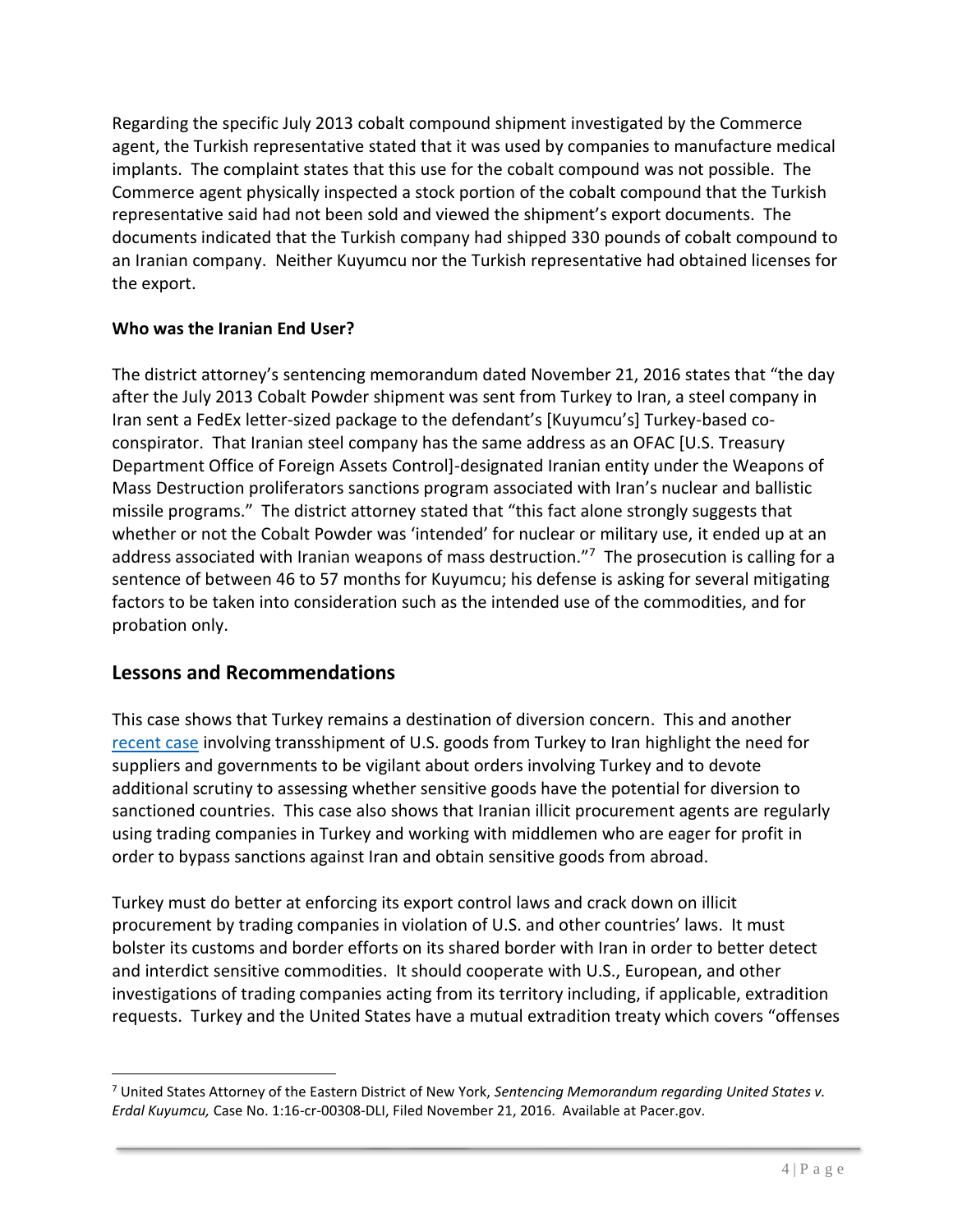Regarding the specific July 2013 cobalt compound shipment investigated by the Commerce agent, the Turkish representative stated that it was used by companies to manufacture medical implants. The complaint states that this use for the cobalt compound was not possible. The Commerce agent physically inspected a stock portion of the cobalt compound that the Turkish representative said had not been sold and viewed the shipment's export documents. The documents indicated that the Turkish company had shipped 330 pounds of cobalt compound to an Iranian company. Neither Kuyumcu nor the Turkish representative had obtained licenses for the export.

**Who was the Iranian End User?**

The district attorney's sentencing memorandum dated November 21, 2016 states that "the day after the July 2013 Cobalt Powder shipment was sent from Turkey to Iran, a steel company in Iran sent a FedEx letter-sized package to the defendant's [Kuyumcu's] Turkey-based co-conspirator. That Iranian steel company has the same address as an OFAC [U.S. Treasury Department Office of Foreign Assets Control]-designated Iranian entity under the Weapons of Mass Destruction proliferators sanctions program associated with Iran's nuclear and ballistic missile programs." The district attorney stated that "this fact alone strongly suggests that whether or not the Cobalt Powder was 'intended' for nuclear or military use, it ended up at an address associated with Iranian weapons of mass destruction."[7] The prosecution is calling for a sentence of between 46 to 57 months for Kuyumcu; his defense is asking for several mitigating factors to be taken into consideration such as the intended use of the commodities, and for probation only.

## Lessons and Recommendations

This case shows that Turkey remains a destination of diversion concern. This and another recent case involving transshipment of U.S. goods from Turkey to Iran highlight the need for suppliers and governments to be vigilant about orders involving Turkey and to devote additional scrutiny to assessing whether sensitive goods have the potential for diversion to sanctioned countries. This case also shows that Iranian illicit procurement agents are regularly using trading companies in Turkey and working with middlemen who are eager for profit in order to bypass sanctions against Iran and obtain sensitive goods from abroad.

Turkey must do better at enforcing its export control laws and crack down on illicit procurement by trading companies in violation of U.S. and other countries' laws. It must bolster its customs and border efforts on its shared border with Iran in order to better detect and interdict sensitive commodities. It should cooperate with U.S., European, and other investigations of trading companies acting from its territory including, if applicable, extradition requests. Turkey and the United States have a mutual extradition treaty which covers "offenses

---

[7] United States Attorney of the Eastern District of New York, *Sentencing Memorandum regarding United States v. Erdal Kuyumcu,* Case No. 1:16-cr-00308-DLI, Filed November 21, 2016. Available at Pacer.gov.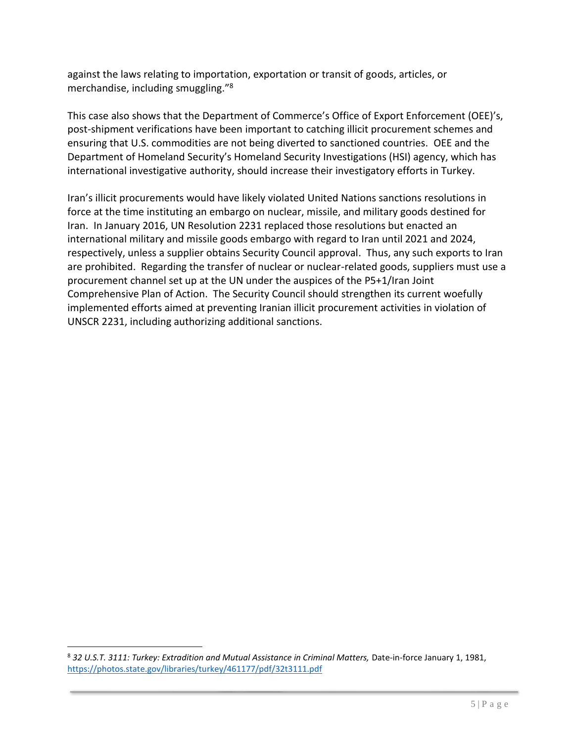against the laws relating to importation, exportation or transit of goods, articles, or merchandise, including smuggling."[8]

This case also shows that the Department of Commerce's Office of Export Enforcement (OEE)'s, post-shipment verifications have been important to catching illicit procurement schemes and ensuring that U.S. commodities are not being diverted to sanctioned countries. OEE and the Department of Homeland Security's Homeland Security Investigations (HSI) agency, which has international investigative authority, should increase their investigatory efforts in Turkey.

Iran's illicit procurements would have likely violated United Nations sanctions resolutions in force at the time instituting an embargo on nuclear, missile, and military goods destined for Iran. In January 2016, UN Resolution 2231 replaced those resolutions but enacted an international military and missile goods embargo with regard to Iran until 2021 and 2024, respectively, unless a supplier obtains Security Council approval. Thus, any such exports to Iran are prohibited. Regarding the transfer of nuclear or nuclear-related goods, suppliers must use a procurement channel set up at the UN under the auspices of the P5+1/Iran Joint Comprehensive Plan of Action. The Security Council should strengthen its current woefully implemented efforts aimed at preventing Iranian illicit procurement activities in violation of UNSCR 2231, including authorizing additional sanctions.

---

[8] *32 U.S.T. 3111: Turkey: Extradition and Mutual Assistance in Criminal Matters,* Date-in-force January 1, 1981, https://photos.state.gov/libraries/turkey/461177/pdf/32t3111.pdf